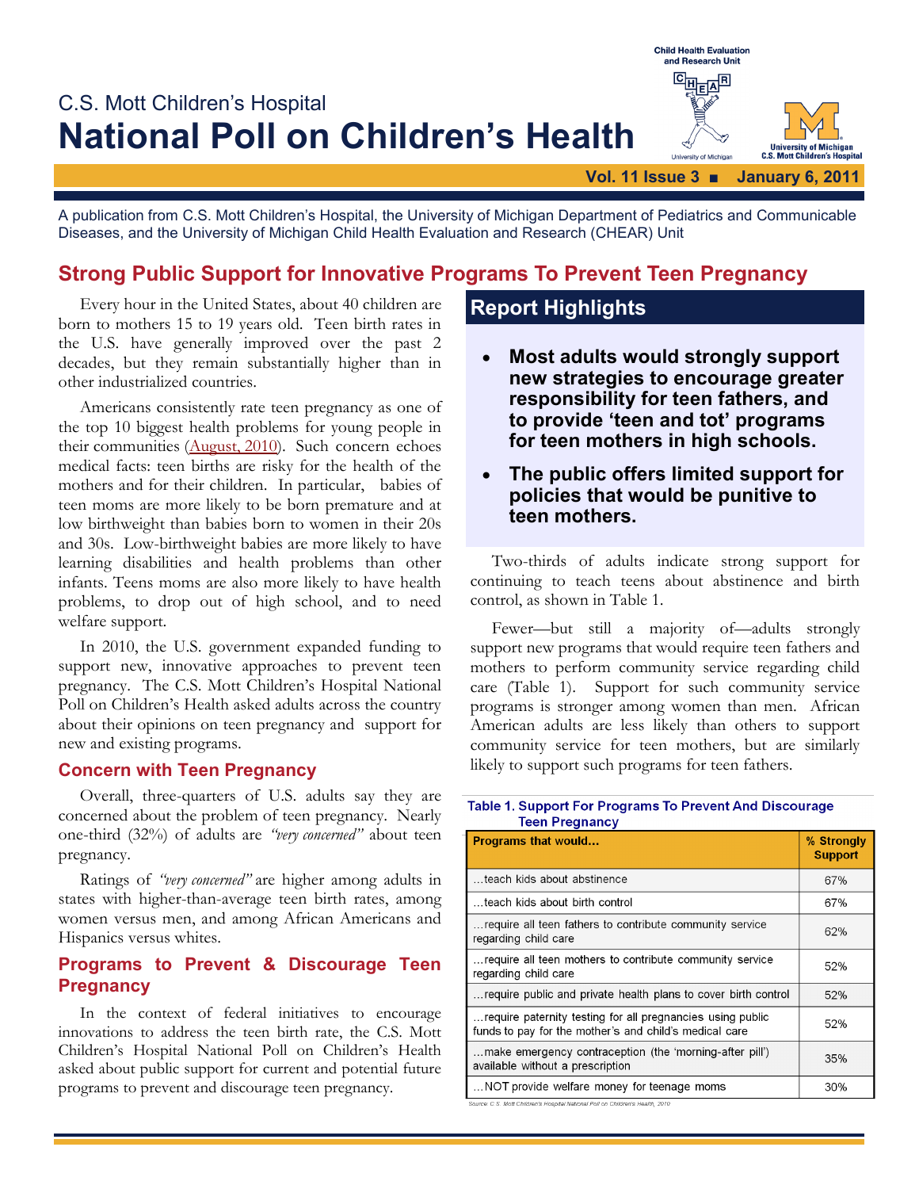C.S. Mott Children's Hospital

# National Poll on Children's Health

Child Health Evaluation and Research Unit

Vol. 11 Issue 3 ■ January 6, 2011

A publication from C.S. Mott Children's Hospital, the University of Michigan Department of Pediatrics and Communicable Diseases, and the University of Michigan Child Health Evaluation and Research (CHEAR) Unit

## Strong Public Support for Innovative Programs To Prevent Teen Pregnancy

Every hour in the United States, about 40 children are born to mothers 15 to 19 years old. Teen birth rates in the U.S. have generally improved over the past 2 decades, but they remain substantially higher than in other industrialized countries.

Americans consistently rate teen pregnancy as one of the top 10 biggest health problems for young people in their communities (August, 2010). Such concern echoes medical facts: teen births are risky for the health of the mothers and for their children. In particular, babies of teen moms are more likely to be born premature and at low birthweight than babies born to women in their 20s and 30s. Low-birthweight babies are more likely to have learning disabilities and health problems than other infants. Teens moms are also more likely to have health problems, to drop out of high school, and to need welfare support.

In 2010, the U.S. government expanded funding to support new, innovative approaches to prevent teen pregnancy. The C.S. Mott Children's Hospital National Poll on Children's Health asked adults across the country about their opinions on teen pregnancy and support for new and existing programs.

### Concern with Teen Pregnancy

Overall, three-quarters of U.S. adults say they are concerned about the problem of teen pregnancy. Nearly one-third (32%) of adults are *"very concerned"* about teen pregnancy.

Ratings of *"very concerned"* are higher among adults in states with higher-than-average teen birth rates, among women versus men, and among African Americans and Hispanics versus whites.

### Programs to Prevent & Discourage Teen Pregnancy

In the context of federal initiatives to encourage innovations to address the teen birth rate, the C.S. Mott Children's Hospital National Poll on Children's Health asked about public support for current and potential future programs to prevent and discourage teen pregnancy.

## Report Highlights

- **Most adults would strongly support new strategies to encourage greater responsibility for teen fathers, and to provide 'teen and tot' programs for teen mothers in high schools.**
- **The public offers limited support for policies that would be punitive to teen mothers.**

Two-thirds of adults indicate strong support for continuing to teach teens about abstinence and birth control, as shown in Table 1.

Fewer—but still a majority of—adults strongly support new programs that would require teen fathers and mothers to perform community service regarding child care (Table 1). Support for such community service programs is stronger among women than men. African American adults are less likely than others to support community service for teen mothers, but are similarly likely to support such programs for teen fathers.

**Table 1. Support For Programs To Prevent And Discourage Teen Pregnancy**

| Programs that would... | % Strongly Support |
|---|---|
| ...teach kids about abstinence | 67% |
| ...teach kids about birth control | 67% |
| ...require all teen fathers to contribute community service regarding child care | 62% |
| ...require all teen mothers to contribute community service regarding child care | 52% |
| ...require public and private health plans to cover birth control | 52% |
| ...require paternity testing for all pregnancies using public funds to pay for the mother's and child's medical care | 52% |
| ...make emergency contraception (the 'morning-after pill') available without a prescription | 35% |
| ...NOT provide welfare money for teenage moms | 30% |

Source: C.S. Mott Children's Hospital National Poll on Children's Health, 2010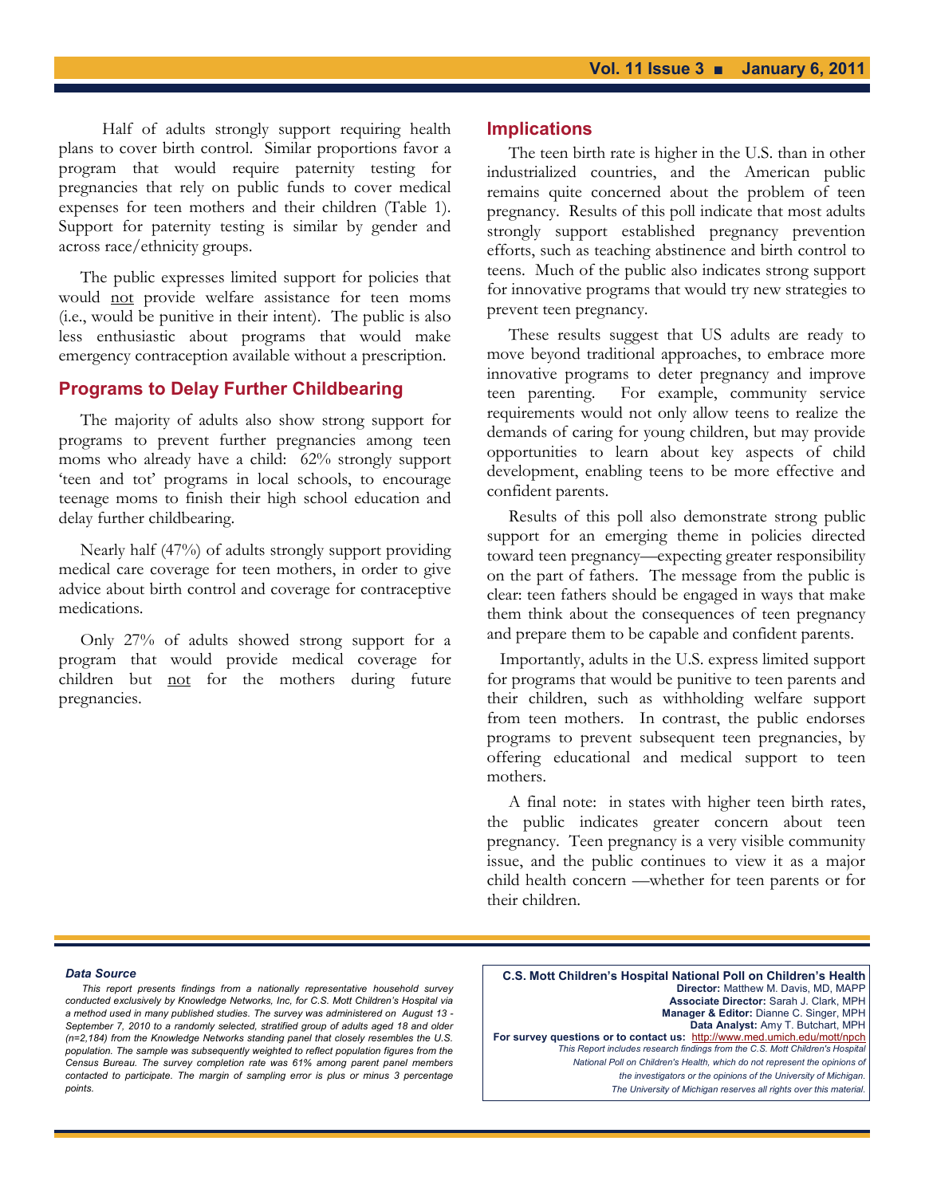Half of adults strongly support requiring health plans to cover birth control. Similar proportions favor a program that would require paternity testing for pregnancies that rely on public funds to cover medical expenses for teen mothers and their children (Table 1). Support for paternity testing is similar by gender and across race/ethnicity groups.

The public expresses limited support for policies that would not provide welfare assistance for teen moms (i.e., would be punitive in their intent). The public is also less enthusiastic about programs that would make emergency contraception available without a prescription.

## Programs to Delay Further Childbearing

The majority of adults also show strong support for programs to prevent further pregnancies among teen moms who already have a child: 62% strongly support 'teen and tot' programs in local schools, to encourage teenage moms to finish their high school education and delay further childbearing.

Nearly half (47%) of adults strongly support providing medical care coverage for teen mothers, in order to give advice about birth control and coverage for contraceptive medications.

Only 27% of adults showed strong support for a program that would provide medical coverage for children but not for the mothers during future pregnancies.

## Implications

The teen birth rate is higher in the U.S. than in other industrialized countries, and the American public remains quite concerned about the problem of teen pregnancy. Results of this poll indicate that most adults strongly support established pregnancy prevention efforts, such as teaching abstinence and birth control to teens. Much of the public also indicates strong support for innovative programs that would try new strategies to prevent teen pregnancy.

These results suggest that US adults are ready to move beyond traditional approaches, to embrace more innovative programs to deter pregnancy and improve teen parenting. For example, community service requirements would not only allow teens to realize the demands of caring for young children, but may provide opportunities to learn about key aspects of child development, enabling teens to be more effective and confident parents.

Results of this poll also demonstrate strong public support for an emerging theme in policies directed toward teen pregnancy—expecting greater responsibility on the part of fathers. The message from the public is clear: teen fathers should be engaged in ways that make them think about the consequences of teen pregnancy and prepare them to be capable and confident parents.

Importantly, adults in the U.S. express limited support for programs that would be punitive to teen parents and their children, such as withholding welfare support from teen mothers. In contrast, the public endorses programs to prevent subsequent teen pregnancies, by offering educational and medical support to teen mothers.

A final note: in states with higher teen birth rates, the public indicates greater concern about teen pregnancy. Teen pregnancy is a very visible community issue, and the public continues to view it as a major child health concern —whether for teen parents or for their children.

***Data Source***

*This report presents findings from a nationally representative household survey conducted exclusively by Knowledge Networks, Inc, for C.S. Mott Children's Hospital via a method used in many published studies. The survey was administered on August 13 - September 7, 2010 to a randomly selected, stratified group of adults aged 18 and older (n=2,184) from the Knowledge Networks standing panel that closely resembles the U.S. population. The sample was subsequently weighted to reflect population figures from the Census Bureau. The survey completion rate was 61% among parent panel members contacted to participate. The margin of sampling error is plus or minus 3 percentage points.*

**C.S. Mott Children's Hospital National Poll on Children's Health**
**Director:** Matthew M. Davis, MD, MAPP
**Associate Director:** Sarah J. Clark, MPH
**Manager & Editor:** Dianne C. Singer, MPH
**Data Analyst:** Amy T. Butchart, MPH
**For survey questions or to contact us:** http://www.med.umich.edu/mott/npch

*This Report includes research findings from the C.S. Mott Children's Hospital National Poll on Children's Health, which do not represent the opinions of the investigators or the opinions of the University of Michigan. The University of Michigan reserves all rights over this material.*